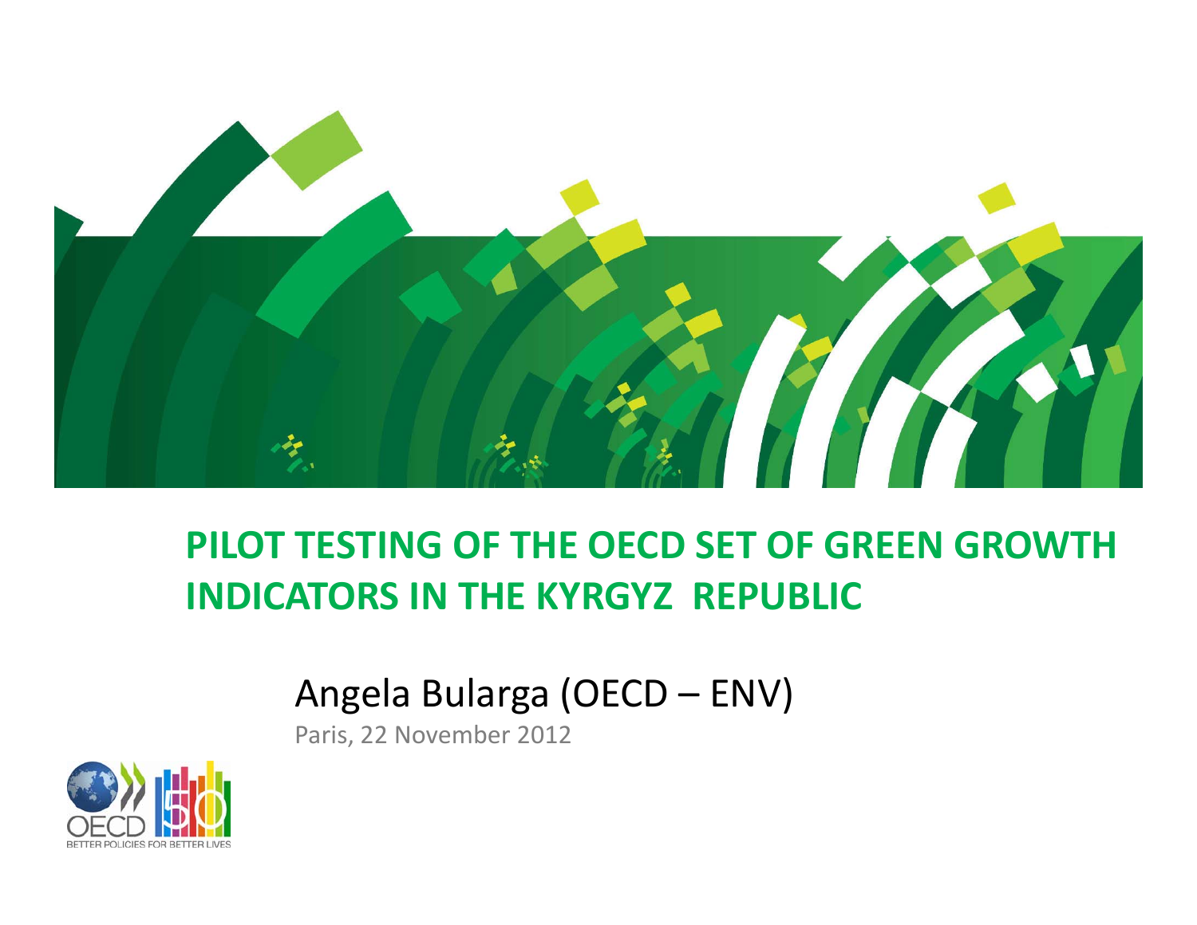# PILOT TESTING OF THE OECD SET OF GREEN GROWTH INDICATORS IN THE KYRGYZ REPUBLIC

Angela Bularga (OECD – ENV)

Paris, 22 November 2012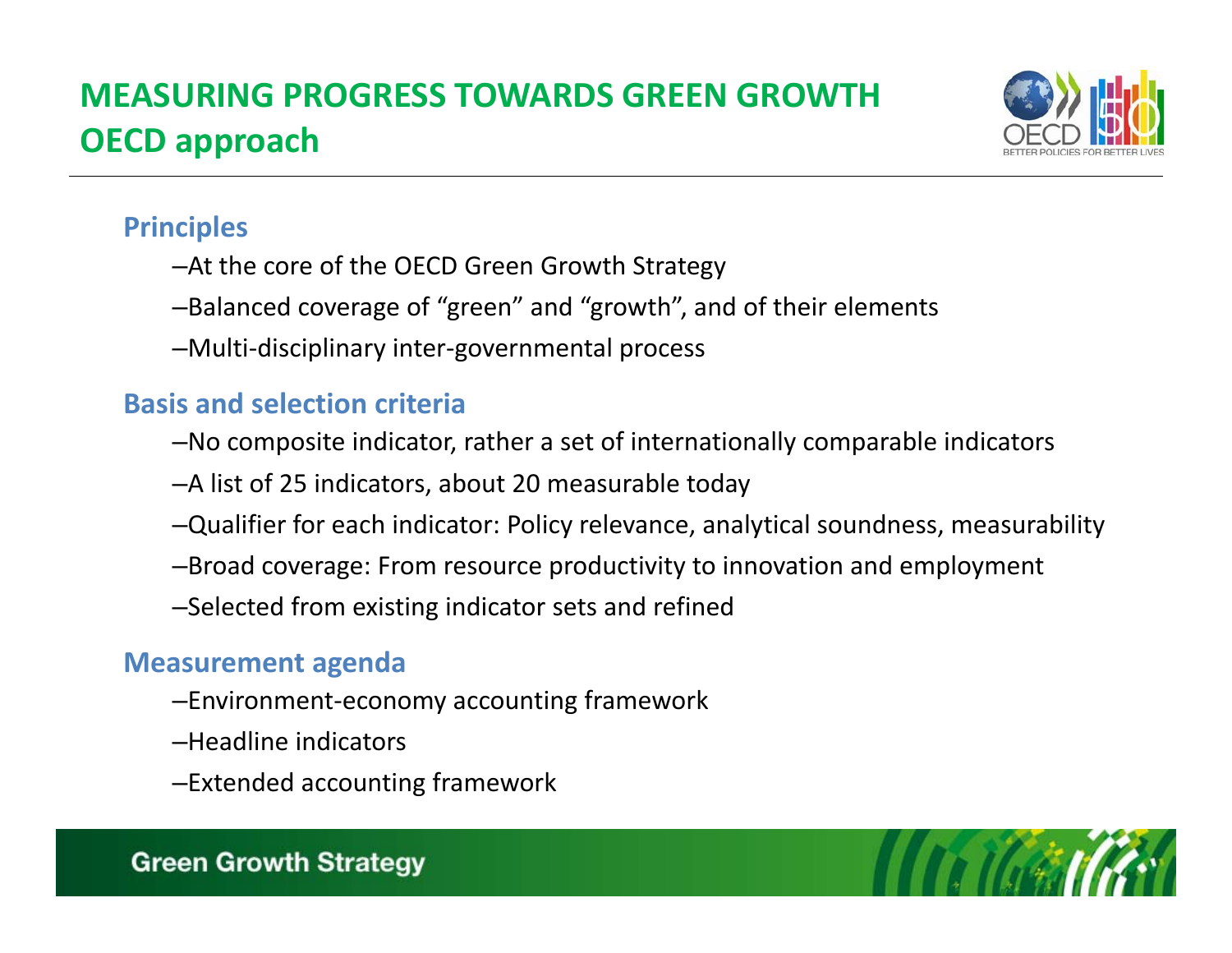# MEASURING PROGRESS TOWARDS GREEN GROWTH
## OECD approach

### Principles

- At the core of the OECD Green Growth Strategy
- Balanced coverage of "green" and "growth", and of their elements
- Multi-disciplinary inter-governmental process

### Basis and selection criteria

- No composite indicator, rather a set of internationally comparable indicators
- A list of 25 indicators, about 20 measurable today
- Qualifier for each indicator: Policy relevance, analytical soundness, measurability
- Broad coverage: From resource productivity to innovation and employment
- Selected from existing indicator sets and refined

### Measurement agenda

- Environment-economy accounting framework
- Headline indicators
- Extended accounting framework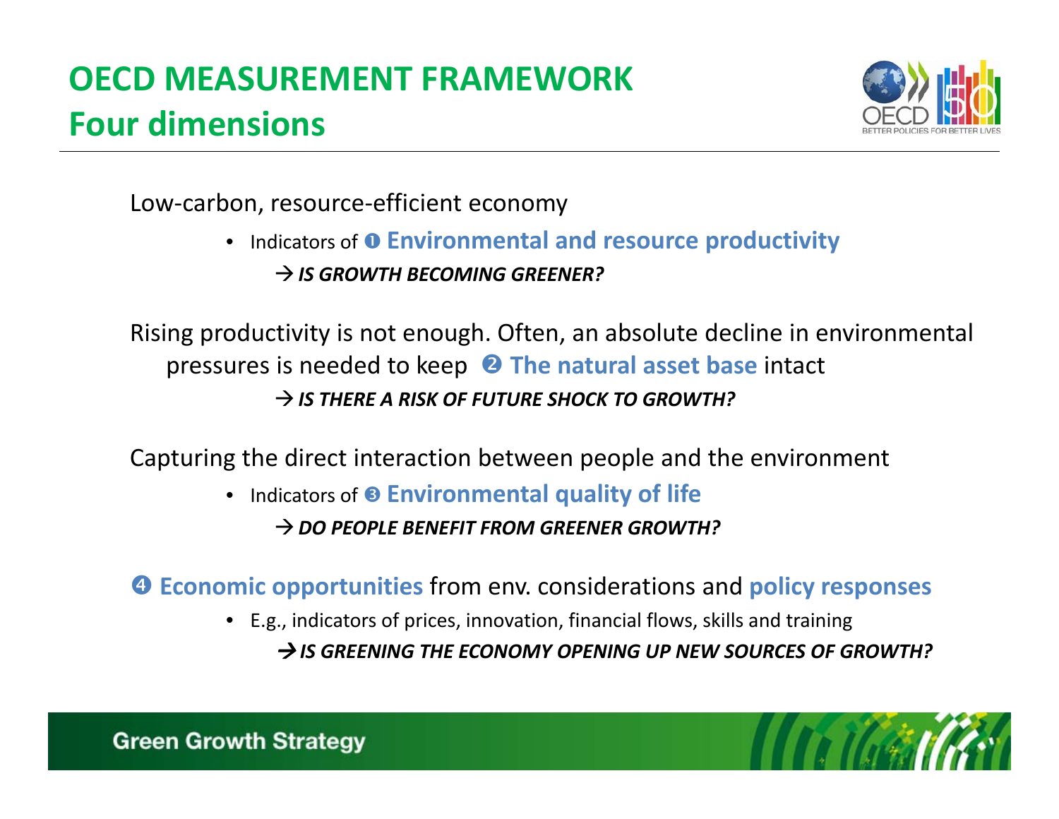# OECD MEASUREMENT FRAMEWORK
## Four dimensions

Low-carbon, resource-efficient economy

- Indicators of ➊ **Environmental and resource productivity**

  → ***IS GROWTH BECOMING GREENER?***

Rising productivity is not enough. Often, an absolute decline in environmental pressures is needed to keep ➋ **The natural asset base** intact

→ ***IS THERE A RISK OF FUTURE SHOCK TO GROWTH?***

Capturing the direct interaction between people and the environment

- Indicators of ➌ **Environmental quality of life**

  → ***DO PEOPLE BENEFIT FROM GREENER GROWTH?***

➍ **Economic opportunities** from env. considerations and **policy responses**

- E.g., indicators of prices, innovation, financial flows, skills and training

  → ***IS GREENING THE ECONOMY OPENING UP NEW SOURCES OF GROWTH?***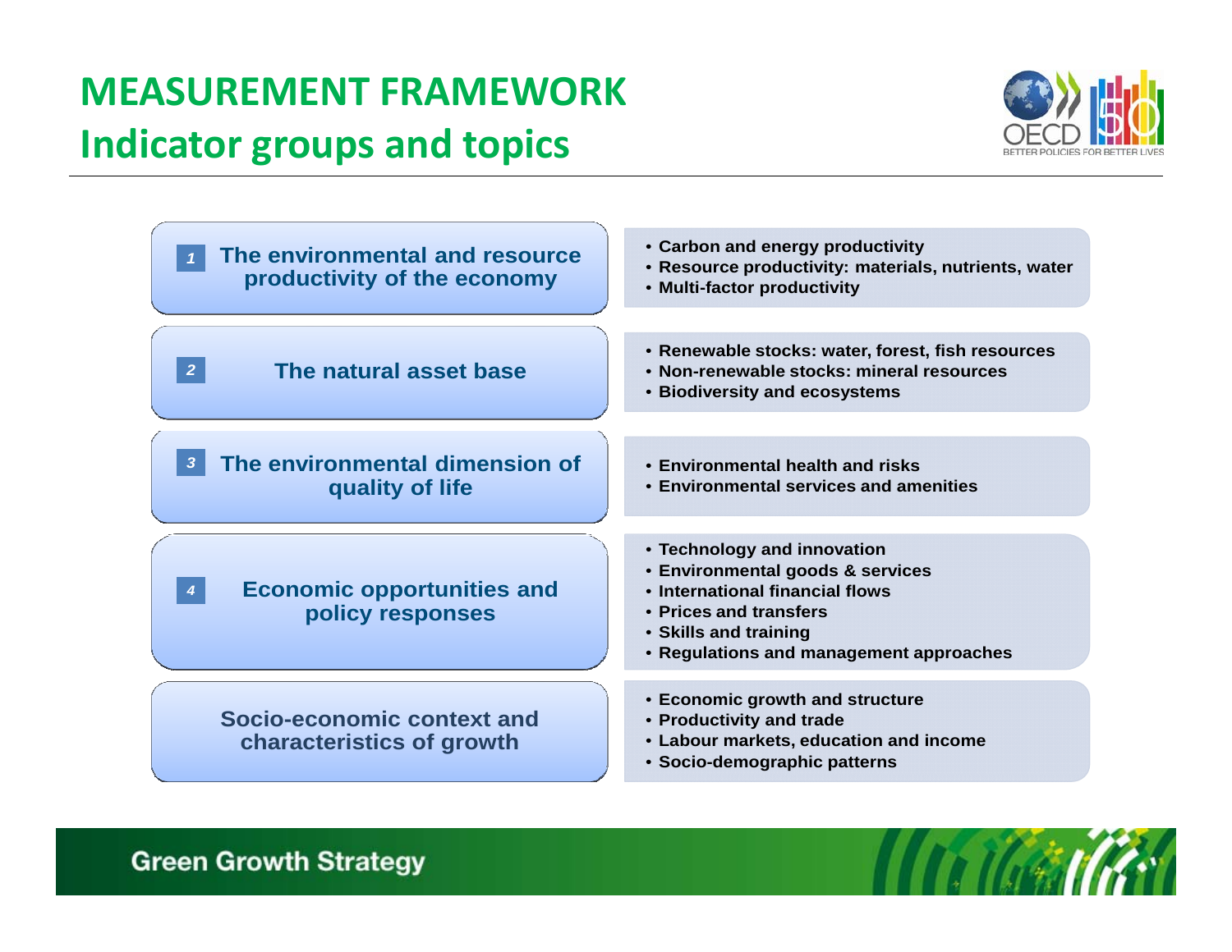# MEASUREMENT FRAMEWORK

## Indicator groups and topics

| Indicator group | Topics |
| --- | --- |
| 1 The environmental and resource productivity of the economy | • Carbon and energy productivity<br>• Resource productivity: materials, nutrients, water<br>• Multi-factor productivity |
| 2 The natural asset base | • Renewable stocks: water, forest, fish resources<br>• Non-renewable stocks: mineral resources<br>• Biodiversity and ecosystems |
| 3 The environmental dimension of quality of life | • Environmental health and risks<br>• Environmental services and amenities |
| 4 Economic opportunities and policy responses | • Technology and innovation<br>• Environmental goods & services<br>• International financial flows<br>• Prices and transfers<br>• Skills and training<br>• Regulations and management approaches |
| Socio-economic context and characteristics of growth | • Economic growth and structure<br>• Productivity and trade<br>• Labour markets, education and income<br>• Socio-demographic patterns |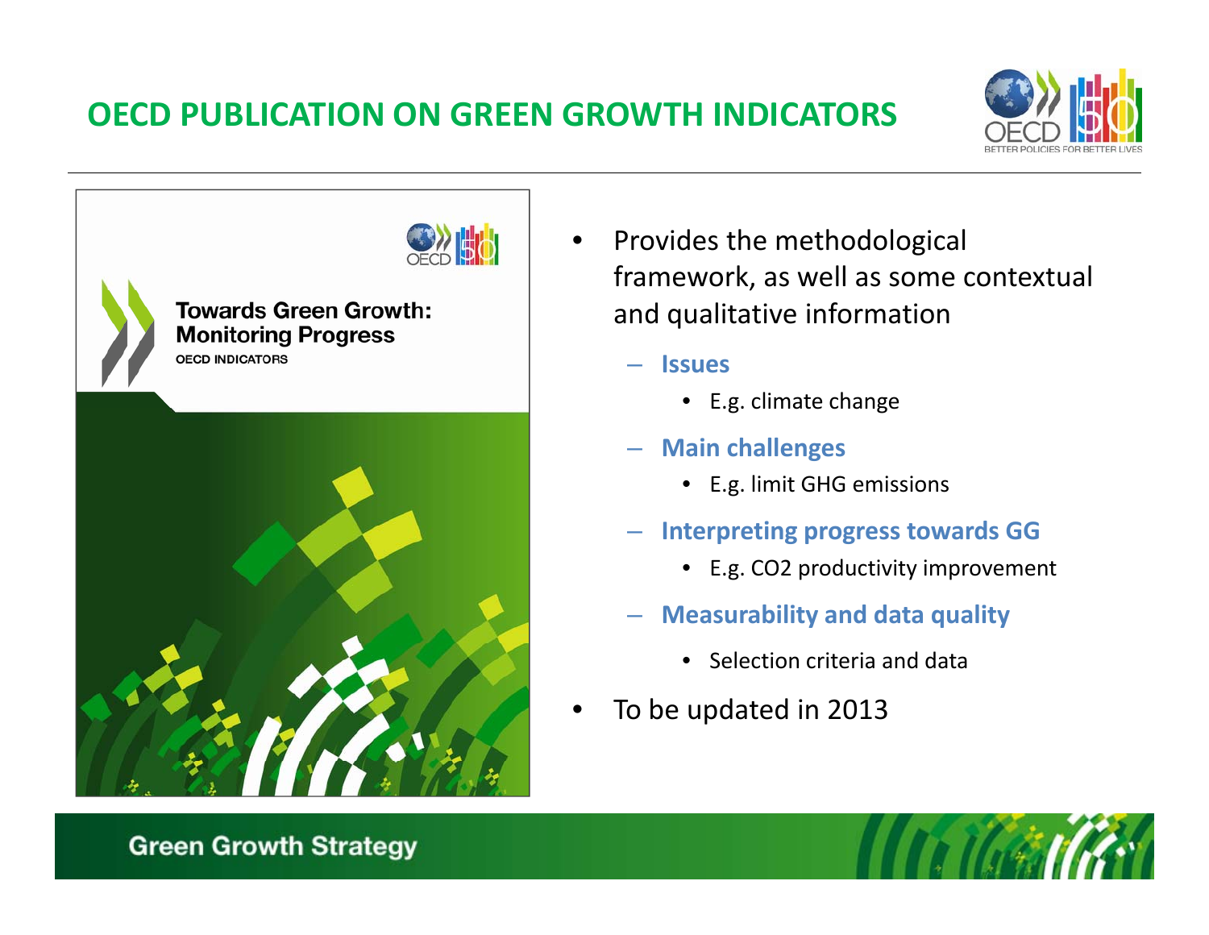# OECD PUBLICATION ON GREEN GROWTH INDICATORS

**Towards Green Growth: Monitoring Progress**
OECD INDICATORS

- Provides the methodological framework, as well as some contextual and qualitative information
  - **Issues**
    - E.g. climate change
  - **Main challenges**
    - E.g. limit GHG emissions
  - **Interpreting progress towards GG**
    - E.g. $CO_2$ productivity improvement
  - **Measurability and data quality**
    - Selection criteria and data
- To be updated in 2013

Green Growth Strategy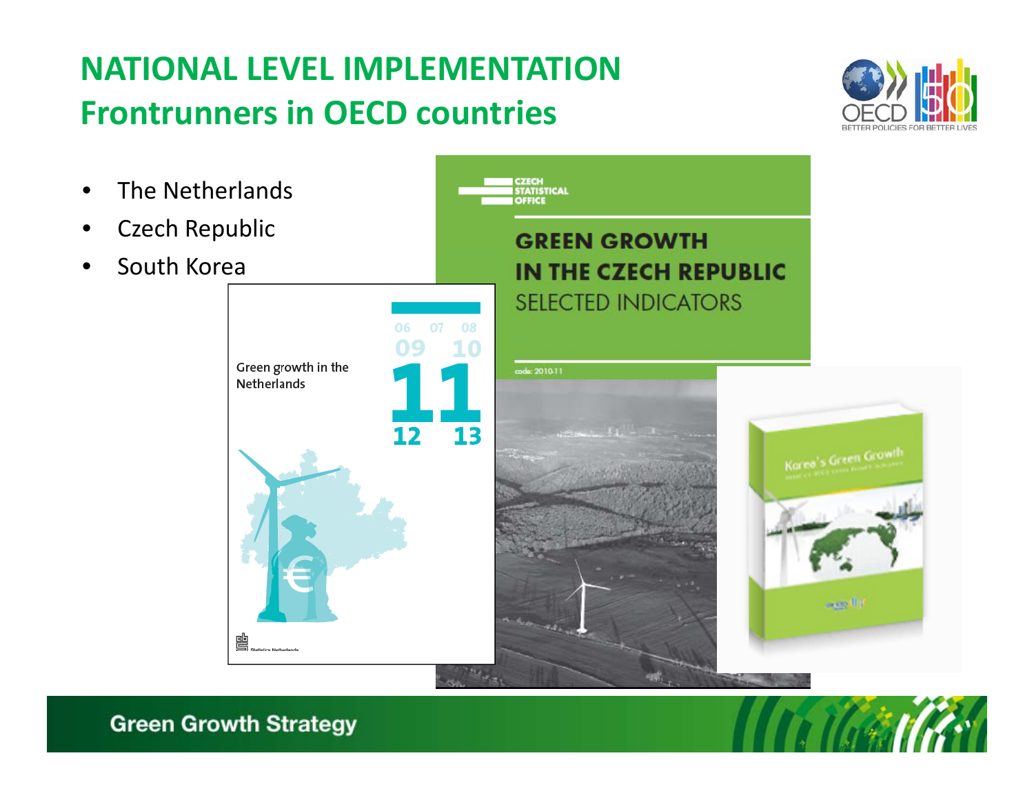# NATIONAL LEVEL IMPLEMENTATION
## Frontrunners in OECD countries

- The Netherlands
- Czech Republic
- South Korea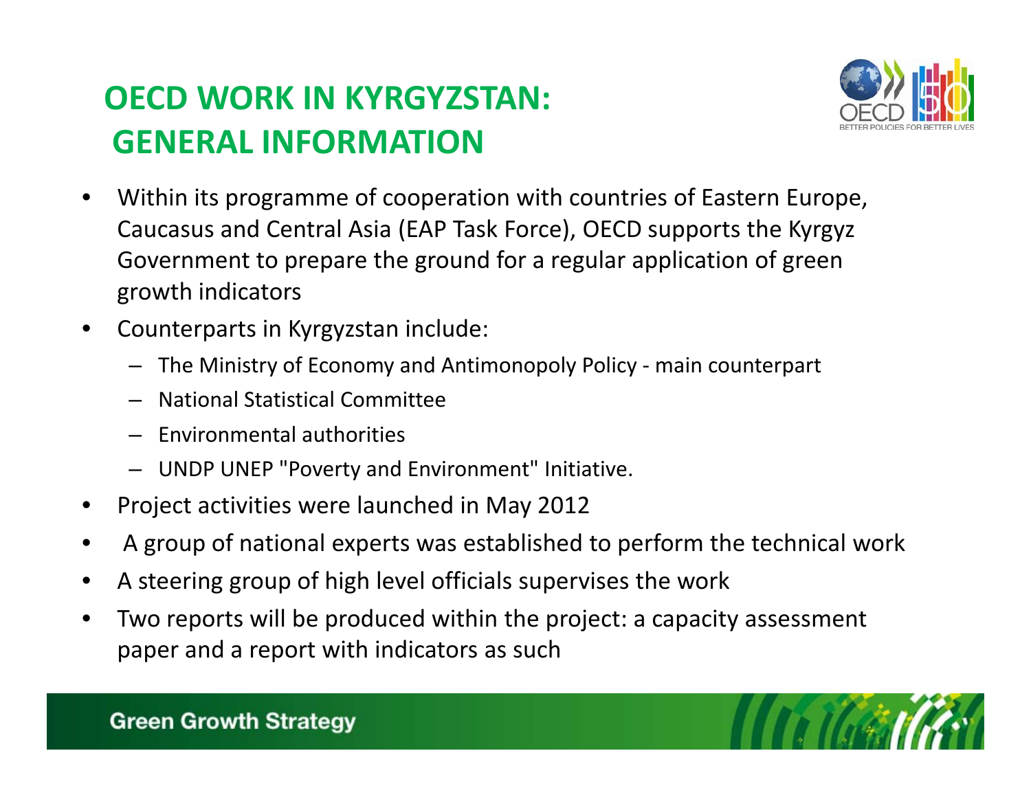# OECD WORK IN KYRGYZSTAN: GENERAL INFORMATION

- Within its programme of cooperation with countries of Eastern Europe, Caucasus and Central Asia (EAP Task Force), OECD supports the Kyrgyz Government to prepare the ground for a regular application of green growth indicators
- Counterparts in Kyrgyzstan include:
  - The Ministry of Economy and Antimonopoly Policy - main counterpart
  - National Statistical Committee
  - Environmental authorities
  - UNDP UNEP "Poverty and Environment" Initiative.
- Project activities were launched in May 2012
- A group of national experts was established to perform the technical work
- A steering group of high level officials supervises the work
- Two reports will be produced within the project: a capacity assessment paper and a report with indicators as such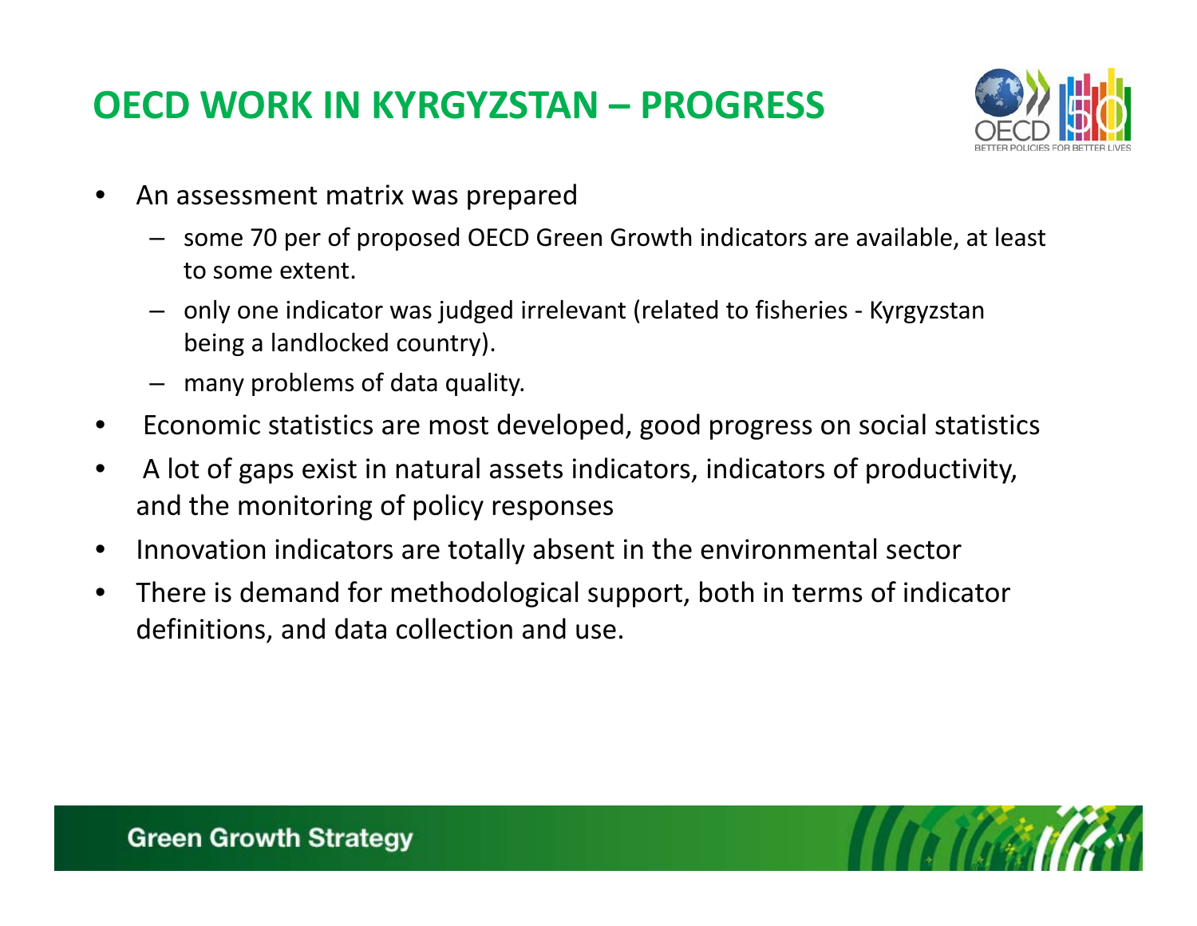# OECD WORK IN KYRGYZSTAN – PROGRESS

- An assessment matrix was prepared
  - some 70 per of proposed OECD Green Growth indicators are available, at least to some extent.
  - only one indicator was judged irrelevant (related to fisheries - Kyrgyzstan being a landlocked country).
  - many problems of data quality.
- Economic statistics are most developed, good progress on social statistics
- A lot of gaps exist in natural assets indicators, indicators of productivity, and the monitoring of policy responses
- Innovation indicators are totally absent in the environmental sector
- There is demand for methodological support, both in terms of indicator definitions, and data collection and use.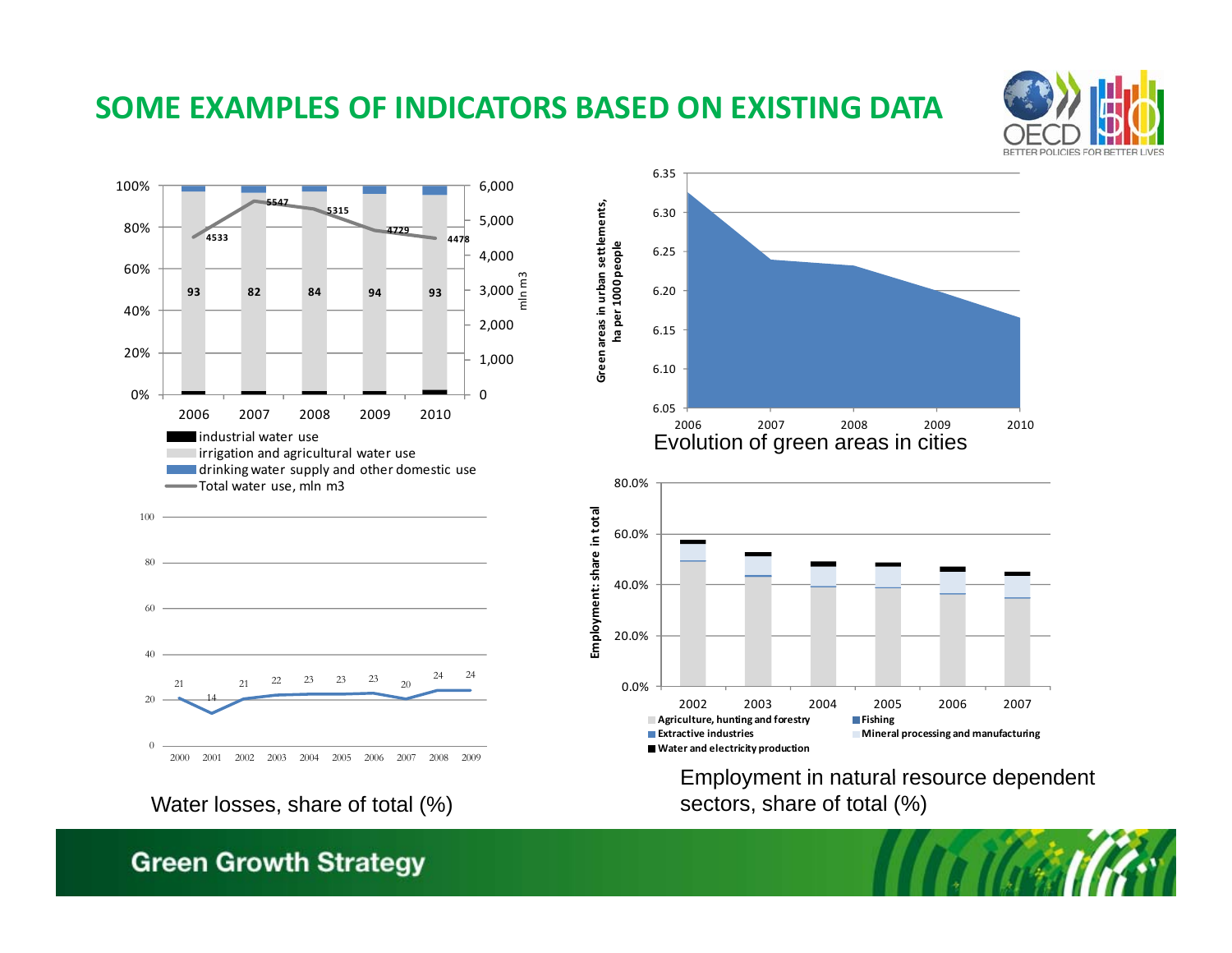# SOME EXAMPLES OF INDICATORS BASED ON EXISTING DATA

| | 2006 | 2007 | 2008 | 2009 | 2010 |
|---|---|---|---|---|---|
| Irrigation and agricultural water use (%) | 93 | 82 | 84 | 94 | 93 |
| Total water use, mln m3 | 4533 | 5547 | 5315 | 4729 | 4478 |

Legend: industrial water use; irrigation and agricultural water use; drinking water supply and other domestic use; Total water use, mln m3

| 2000 | 2001 | 2002 | 2003 | 2004 | 2005 | 2006 | 2007 | 2008 | 2009 |
|---|---|---|---|---|---|---|---|---|---|
| 21 | 14 | 21 | 22 | 23 | 23 | 23 | 20 | 24 | 24 |

Water losses, share of total (%)

Green areas in urban settlements, ha per 1000 people (2006–2010)

Evolution of green areas in cities

Employment: share in total (2002–2007)

Legend: Agriculture, hunting and forestry; Fishing; Extractive industries; Mineral processing and manufacturing; Water and electricity production

Employment in natural resource dependent sectors, share of total (%)

Green Growth Strategy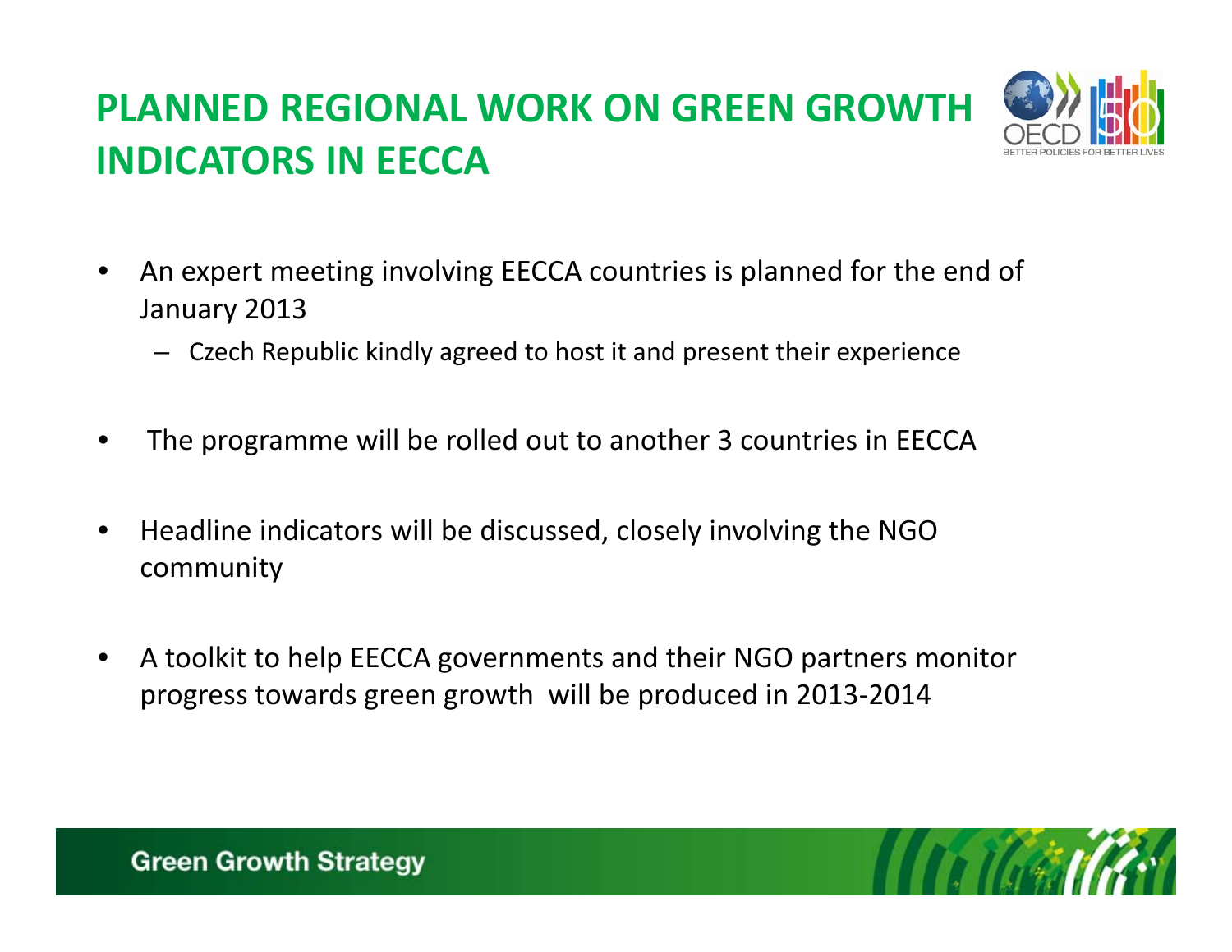# PLANNED REGIONAL WORK ON GREEN GROWTH INDICATORS IN EECCA

- An expert meeting involving EECCA countries is planned for the end of January 2013
  - Czech Republic kindly agreed to host it and present their experience
- The programme will be rolled out to another 3 countries in EECCA
- Headline indicators will be discussed, closely involving the NGO community
- A toolkit to help EECCA governments and their NGO partners monitor progress towards green growth will be produced in 2013-2014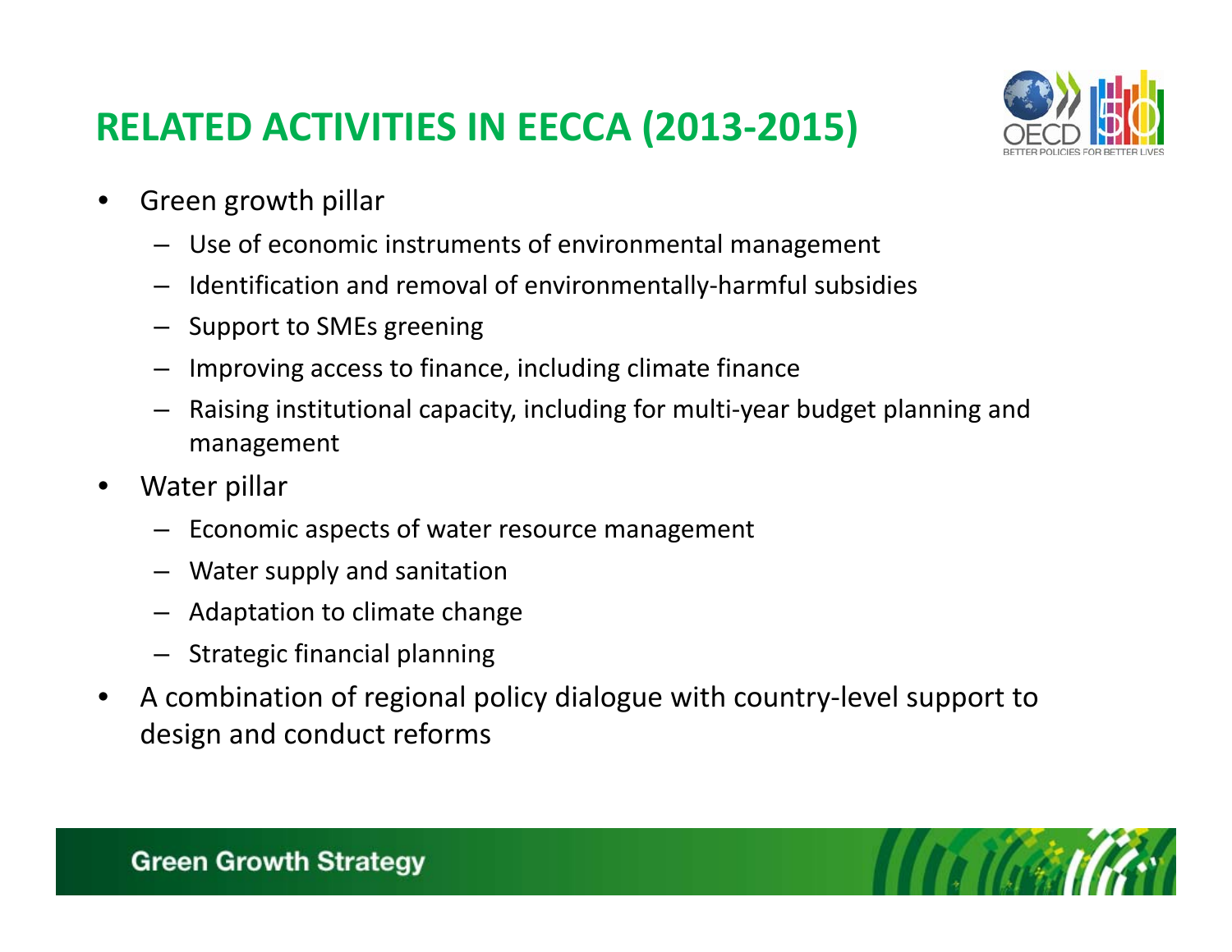# RELATED ACTIVITIES IN EECCA (2013-2015)

- Green growth pillar
  - Use of economic instruments of environmental management
  - Identification and removal of environmentally-harmful subsidies
  - Support to SMEs greening
  - Improving access to finance, including climate finance
  - Raising institutional capacity, including for multi-year budget planning and management
- Water pillar
  - Economic aspects of water resource management
  - Water supply and sanitation
  - Adaptation to climate change
  - Strategic financial planning
- A combination of regional policy dialogue with country-level support to design and conduct reforms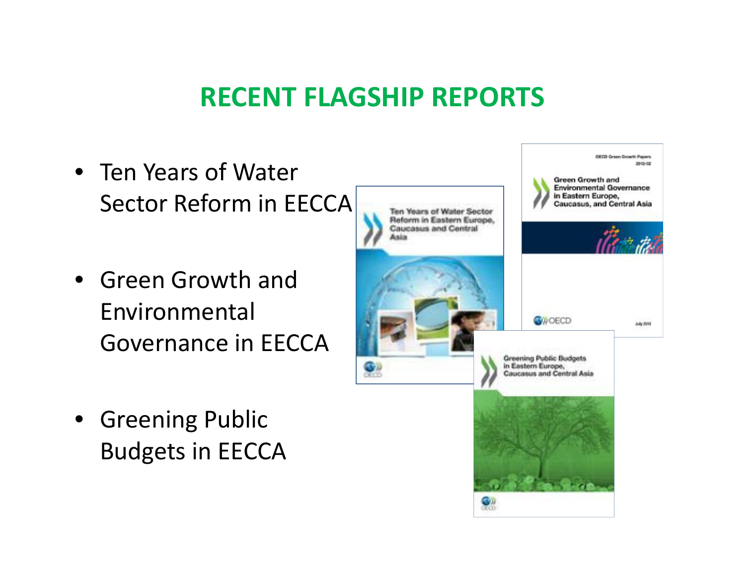# RECENT FLAGSHIP REPORTS

- Ten Years of Water Sector Reform in EECCA
- Green Growth and Environmental Governance in EECCA
- Greening Public Budgets in EECCA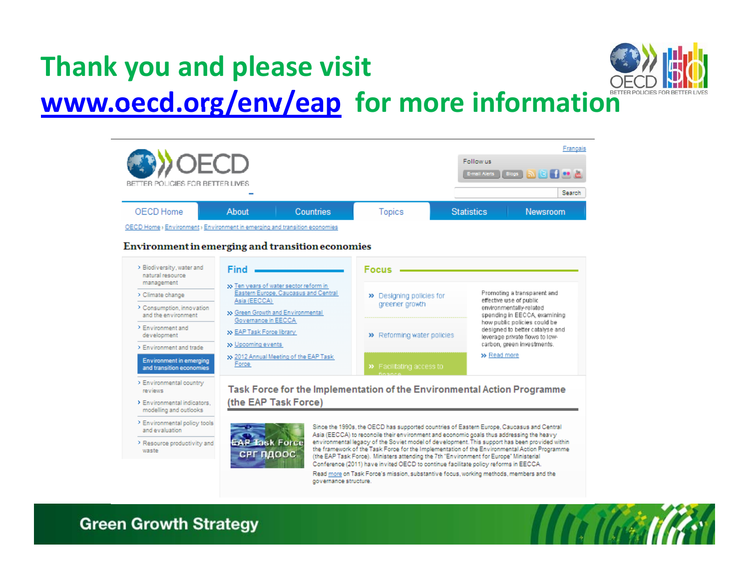# Thank you and please visit [www.oecd.org/env/eap](http://www.oecd.org/env/eap) for more information

OECD BETTER POLICIES FOR BETTER LIVES

Français

Follow us

E-mail Alerts Blogs

Search

OECD Home | About | Countries | Topics | Statistics | Newsroom

OECD Home › Environment › Environment in emerging and transition economies

## Environment in emerging and transition economies

- Biodiversity, water and natural resource management
- Climate change
- Consumption, innovation and the environment
- Environment and development
- Environment and trade
- Environment in emerging and transition economies
- Environmental country reviews
- Environmental indicators, modelling and outlooks
- Environmental policy tools and evaluation
- Resource productivity and waste

### Find

- Ten years of water sector reform in Eastern Europe, Caucasus and Central Asia (EECCA)
- Green Growth and Environmental Governance in EECCA
- EAP Task Force library
- Upcoming events
- 2012 Annual Meeting of the EAP Task Force

### Focus

- Designing policies for greener growth
- Reforming water policies
- Facilitating access to finance

Promoting a transparent and effective use of public environmentally-related spending in EECCA, examining how public policies could be designed to better catalyse and leverage private flows to low-carbon, green investments.

» Read more

### Task Force for the Implementation of the Environmental Action Programme (the EAP Task Force)

EAP Task Force СРГ ПДООС

Since the 1990s, the OECD has supported countries of Eastern Europe, Caucasus and Central Asia (EECCA) to reconcile their environment and economic goals thus addressing the heavy environmental legacy of the Soviet model of development. This support has been provided within the framework of the Task Force for the Implementation of the Environmental Action Programme (the EAP Task Force). Ministers attending the 7th "Environment for Europe" Ministerial Conference (2011) have invited OECD to continue facilitate policy reforms in EECCA.

Read more on Task Force's mission, substantive focus, working methods, members and the governance structure.

Green Growth Strategy